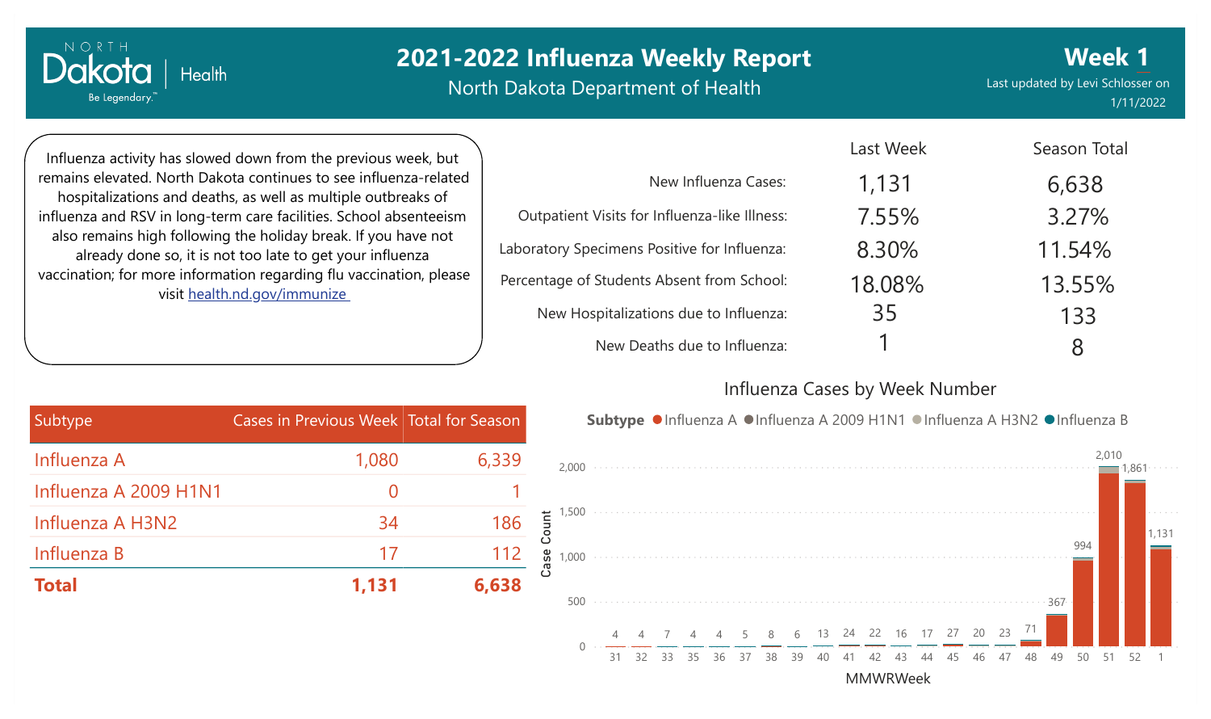# 2021-2022 Influenza Weekly Report

North Dakota Department of Health

**Week 1**

Last updated by Levi Schlosser on 1/11/2022

Influenza activity has slowed down from the previous week, but remains elevated. North Dakota continues to see influenza-related hospitalizations and deaths, as well as multiple outbreaks of influenza and RSV in long-term care facilities. School absenteeism also remains high following the holiday break. If you have not already done so, it is not too late to get your influenza vaccination; for more information regarding flu vaccination, please visit health.nd.gov/immunize

| | Last Week | Season Total |
|---|---|---|
| New Influenza Cases: | 1,131 | 6,638 |
| Outpatient Visits for Influenza-like Illness: | 7.55% | 3.27% |
| Laboratory Specimens Positive for Influenza: | 8.30% | 11.54% |
| Percentage of Students Absent from School: | 18.08% | 13.55% |
| New Hospitalizations due to Influenza: | 35 | 133 |
| New Deaths due to Influenza: | 1 | 8 |

| Subtype | Cases in Previous Week | Total for Season |
|---|---|---|
| Influenza A | 1,080 | 6,339 |
| Influenza A 2009 H1N1 | 0 | 1 |
| Influenza A H3N2 | 34 | 186 |
| Influenza B | 17 | 112 |
| **Total** | **1,131** | **6,638** |

## Influenza Cases by Week Number

Subtype: Influenza A, Influenza A 2009 H1N1, Influenza A H3N2, Influenza B

| MMWRWeek | 31 | 32 | 33 | 35 | 36 | 37 | 38 | 39 | 40 | 41 | 42 | 43 | 44 | 45 | 46 | 47 | 48 | 49 | 50 | 51 | 52 | 1 |
|---|---|---|---|---|---|---|---|---|---|---|---|---|---|---|---|---|---|---|---|---|---|---|
| Case Count | 4 | 4 | 7 | 4 | 4 | 5 | 8 | 6 | 13 | 24 | 22 | 16 | 17 | 27 | 20 | 23 | 71 | 367 | 994 | 2,010 | 1,861 | 1,131 |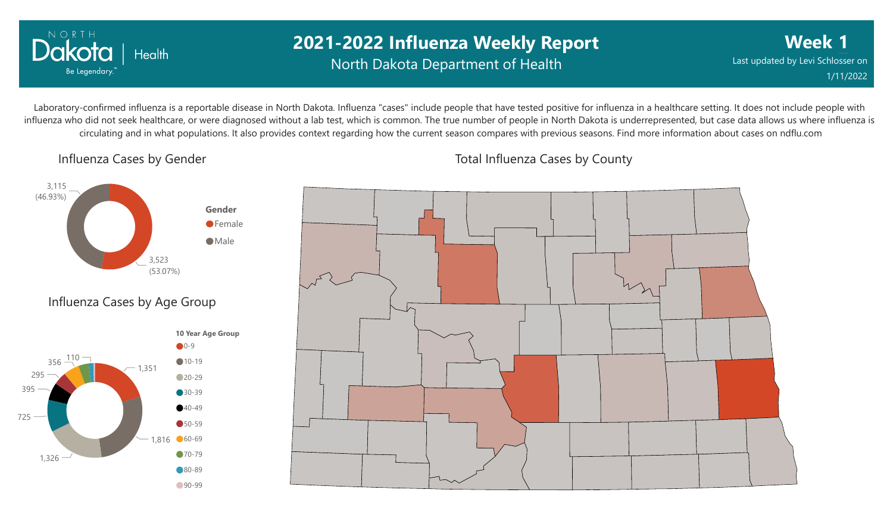# 2021-2022 Influenza Weekly Report

North Dakota Department of Health

**Week 1**

Last updated by Levi Schlosser on 1/11/2022

Laboratory-confirmed influenza is a reportable disease in North Dakota. Influenza "cases" include people that have tested positive for influenza in a healthcare setting. It does not include people with influenza who did not seek healthcare, or were diagnosed without a lab test, which is common. The true number of people in North Dakota is underrepresented, but case data allows us where influenza is circulating and in what populations. It also provides context regarding how the current season compares with previous seasons. Find more information about cases on ndflu.com

## Influenza Cases by Gender

| Gender | Cases | Percent |
|---|---|---|
| Female | 3,523 | 53.07% |
| Male | 3,115 | 46.93% |

## Influenza Cases by Age Group

| 10 Year Age Group | Cases |
|---|---|
| 0-9 | 1,351 |
| 10-19 | 1,816 |
| 20-29 | 1,326 |
| 30-39 | 725 |
| 40-49 | 395 |
| 50-59 | 295 |
| 60-69 | 356 |
| 70-79 | 110 |
| 80-89 | |
| 90-99 | |

## Total Influenza Cases by County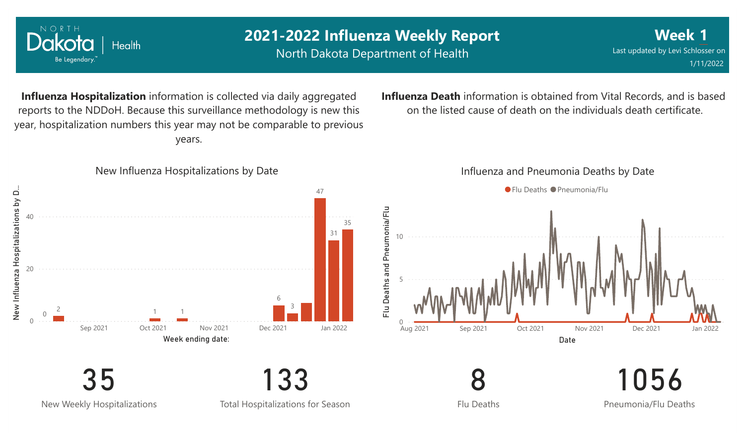# 2021-2022 Influenza Weekly Report

North Dakota Department of Health

**Week 1**

Last updated by Levi Schlosser on 1/11/2022

**Influenza Hospitalization** information is collected via daily aggregated reports to the NDDoH. Because this surveillance methodology is new this year, hospitalization numbers this year may not be comparable to previous years.

**Influenza Death** information is obtained from Vital Records, and is based on the listed cause of death on the individuals death certificate.

New Influenza Hospitalizations by Date

Influenza and Pneumonia Deaths by Date

| 35 | 133 | 8 | 1056 |
|---|---|---|---|
| New Weekly Hospitalizations | Total Hospitalizations for Season | Flu Deaths | Pneumonia/Flu Deaths |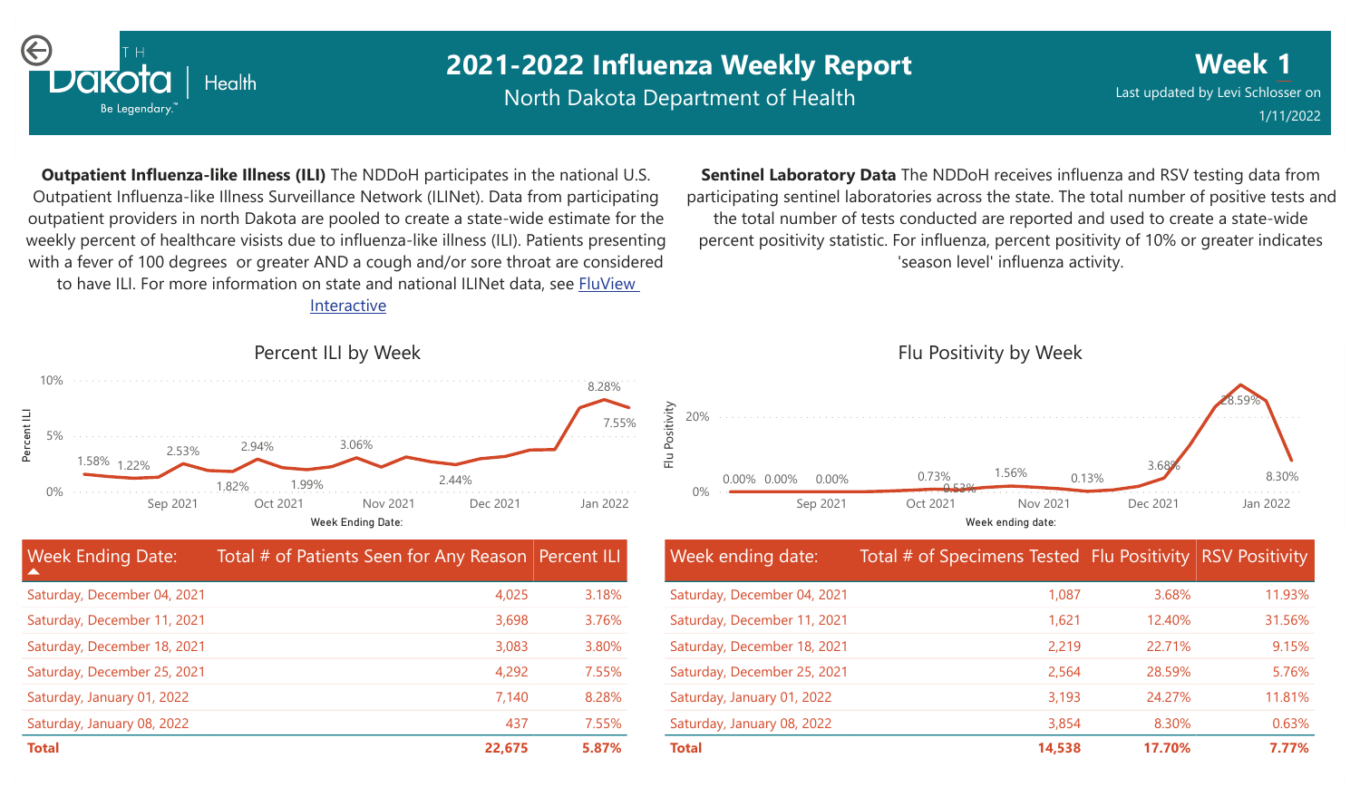# 2021-2022 Influenza Weekly Report

North Dakota Department of Health

**Week 1**

Last updated by Levi Schlosser on 1/11/2022

**Outpatient Influenza-like Illness (ILI)** The NDDoH participates in the national U.S. Outpatient Influenza-like Illness Surveillance Network (ILINet). Data from participating outpatient providers in north Dakota are pooled to create a state-wide estimate for the weekly percent of healthcare visists due to influenza-like illness (ILI). Patients presenting with a fever of 100 degrees or greater AND a cough and/or sore throat are considered to have ILI. For more information on state and national ILINet data, see FluView Interactive

**Sentinel Laboratory Data** The NDDoH receives influenza and RSV testing data from participating sentinel laboratories across the state. The total number of positive tests and the total number of tests conducted are reported and used to create a state-wide percent positivity statistic. For influenza, percent positivity of 10% or greater indicates 'season level' influenza activity.

## Percent ILI by Week

## Flu Positivity by Week

| Week Ending Date: | Total # of Patients Seen for Any Reason | Percent ILI |
|---|---|---|
| Saturday, December 04, 2021 | 4,025 | 3.18% |
| Saturday, December 11, 2021 | 3,698 | 3.76% |
| Saturday, December 18, 2021 | 3,083 | 3.80% |
| Saturday, December 25, 2021 | 4,292 | 7.55% |
| Saturday, January 01, 2022 | 7,140 | 8.28% |
| Saturday, January 08, 2022 | 437 | 7.55% |
| **Total** | **22,675** | **5.87%** |

| Week ending date: | Total # of Specimens Tested | Flu Positivity | RSV Positivity |
|---|---|---|---|
| Saturday, December 04, 2021 | 1,087 | 3.68% | 11.93% |
| Saturday, December 11, 2021 | 1,621 | 12.40% | 31.56% |
| Saturday, December 18, 2021 | 2,219 | 22.71% | 9.15% |
| Saturday, December 25, 2021 | 2,564 | 28.59% | 5.76% |
| Saturday, January 01, 2022 | 3,193 | 24.27% | 11.81% |
| Saturday, January 08, 2022 | 3,854 | 8.30% | 0.63% |
| **Total** | **14,538** | **17.70%** | **7.77%** |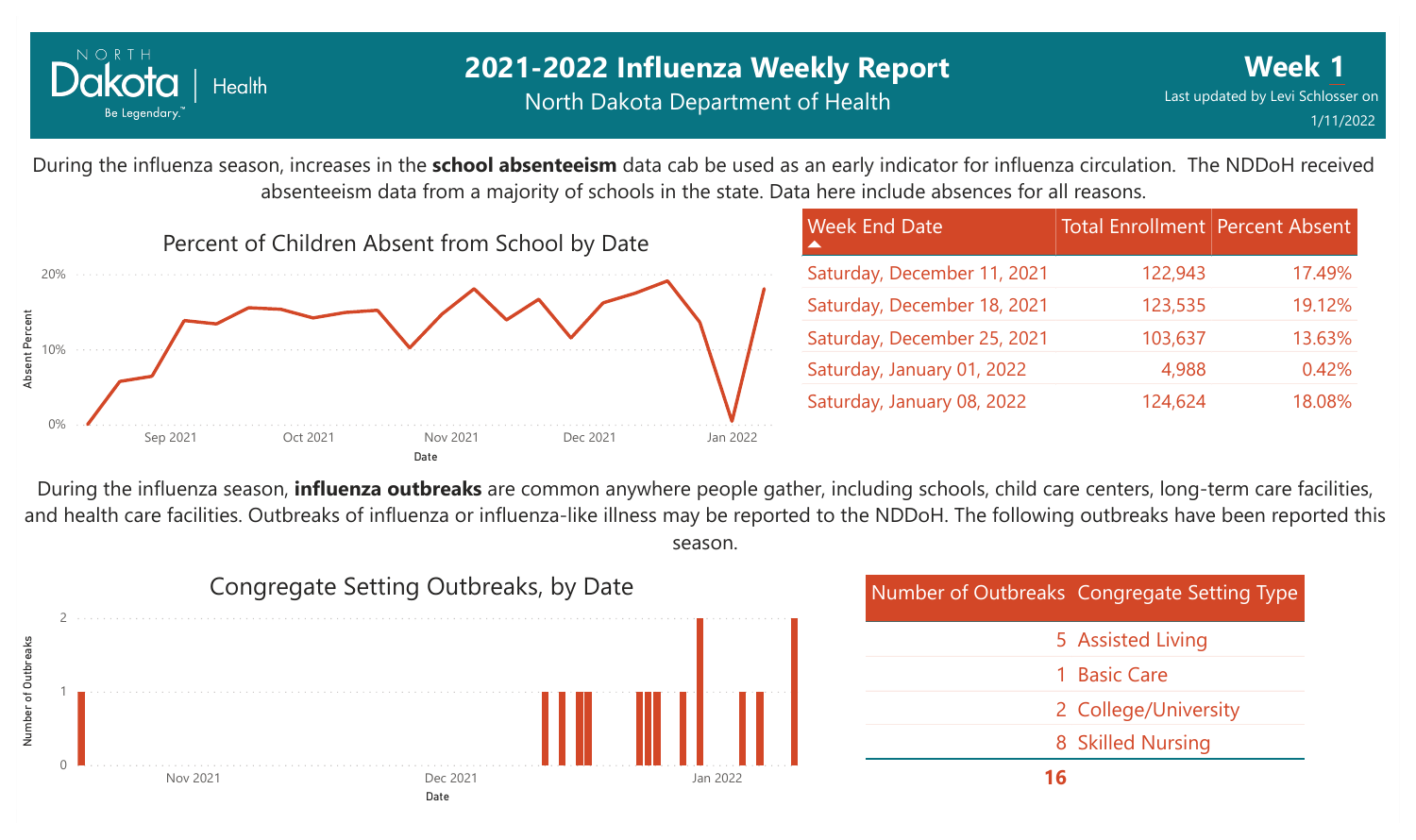# 2021-2022 Influenza Weekly Report

North Dakota Department of Health

**Week 1**

Last updated by Levi Schlosser on 1/11/2022

During the influenza season, increases in the **school absenteeism** data cab be used as an early indicator for influenza circulation. The NDDoH received absenteeism data from a majority of schools in the state. Data here include absences for all reasons.

## Percent of Children Absent from School by Date

| Week End Date | Total Enrollment | Percent Absent |
|---|---|---|
| Saturday, December 11, 2021 | 122,943 | 17.49% |
| Saturday, December 18, 2021 | 123,535 | 19.12% |
| Saturday, December 25, 2021 | 103,637 | 13.63% |
| Saturday, January 01, 2022 | 4,988 | 0.42% |
| Saturday, January 08, 2022 | 124,624 | 18.08% |

During the influenza season, **influenza outbreaks** are common anywhere people gather, including schools, child care centers, long-term care facilities, and health care facilities. Outbreaks of influenza or influenza-like illness may be reported to the NDDoH. The following outbreaks have been reported this season.

## Congregate Setting Outbreaks, by Date

| Number of Outbreaks | Congregate Setting Type |
|---|---|
| 5 | Assisted Living |
| 1 | Basic Care |
| 2 | College/University |
| 8 | Skilled Nursing |
| **16** | |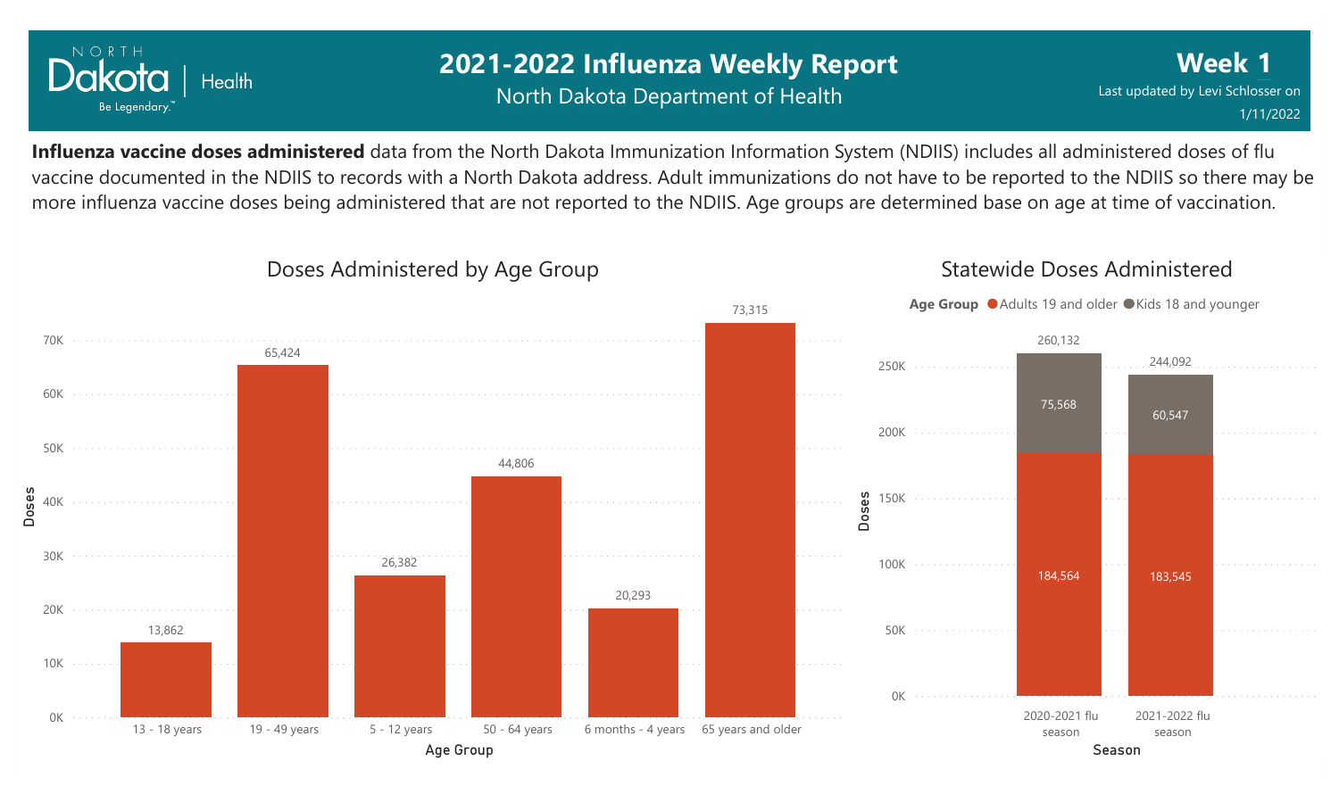# 2021-2022 Influenza Weekly Report

North Dakota Department of Health

**Week 1**

Last updated by Levi Schlosser on 1/11/2022

**Influenza vaccine doses administered** data from the North Dakota Immunization Information System (NDIIS) includes all administered doses of flu vaccine documented in the NDIIS to records with a North Dakota address. Adult immunizations do not have to be reported to the NDIIS so there may be more influenza vaccine doses being administered that are not reported to the NDIIS. Age groups are determined base on age at time of vaccination.

## Doses Administered by Age Group

| Age Group | Doses |
|---|---|
| 13 - 18 years | 13,862 |
| 19 - 49 years | 65,424 |
| 5 - 12 years | 26,382 |
| 50 - 64 years | 44,806 |
| 6 months - 4 years | 20,293 |
| 65 years and older | 73,315 |

## Statewide Doses Administered

| Season | Adults 19 and older | Kids 18 and younger | Total |
|---|---|---|---|
| 2020-2021 flu season | 184,564 | 75,568 | 260,132 |
| 2021-2022 flu season | 183,545 | 60,547 | 244,092 |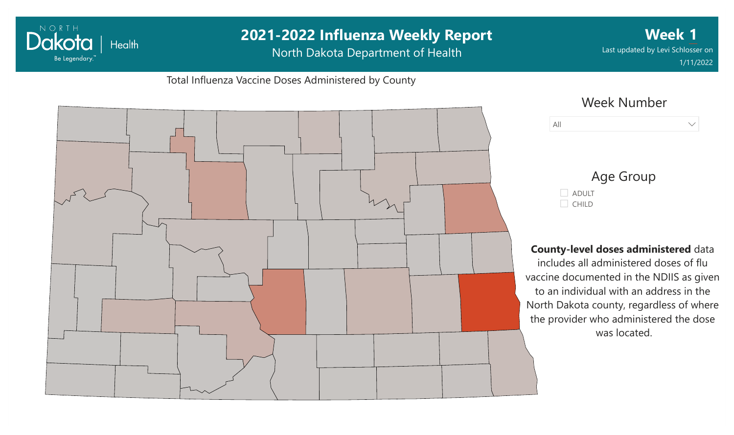# 2021-2022 Influenza Weekly Report

North Dakota Department of Health

**Week 1**

Last updated by Levi Schlosser on 1/11/2022

Total Influenza Vaccine Doses Administered by County

Week Number

All

Age Group

- ADULT
- CHILD

**County-level doses administered** data includes all administered doses of flu vaccine documented in the NDIIS as given to an individual with an address in the North Dakota county, regardless of where the provider who administered the dose was located.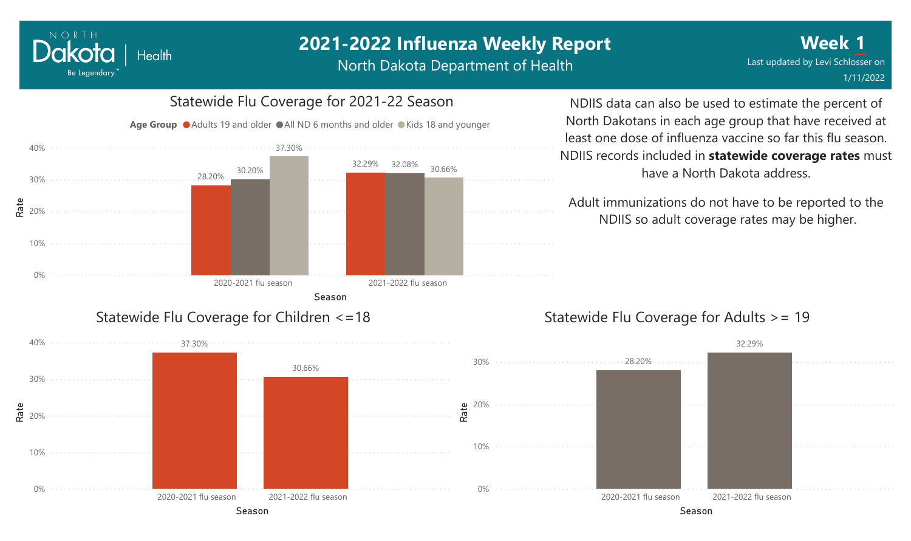# 2021-2022 Influenza Weekly Report

North Dakota Department of Health

**Week 1**

Last updated by Levi Schlosser on 1/11/2022

## Statewide Flu Coverage for 2021-22 Season

| Season | Adults 19 and older | All ND 6 months and older | Kids 18 and younger |
|---|---|---|---|
| 2020-2021 flu season | 28.20% | 30.20% | 37.30% |
| 2021-2022 flu season | 32.29% | 32.08% | 30.66% |

NDIIS data can also be used to estimate the percent of North Dakotans in each age group that have received at least one dose of influenza vaccine so far this flu season. NDIIS records included in **statewide coverage rates** must have a North Dakota address.

Adult immunizations do not have to be reported to the NDIIS so adult coverage rates may be higher.

## Statewide Flu Coverage for Children <=18

| Season | Rate |
|---|---|
| 2020-2021 flu season | 37.30% |
| 2021-2022 flu season | 30.66% |

## Statewide Flu Coverage for Adults >= 19

| Season | Rate |
|---|---|
| 2020-2021 flu season | 28.20% |
| 2021-2022 flu season | 32.29% |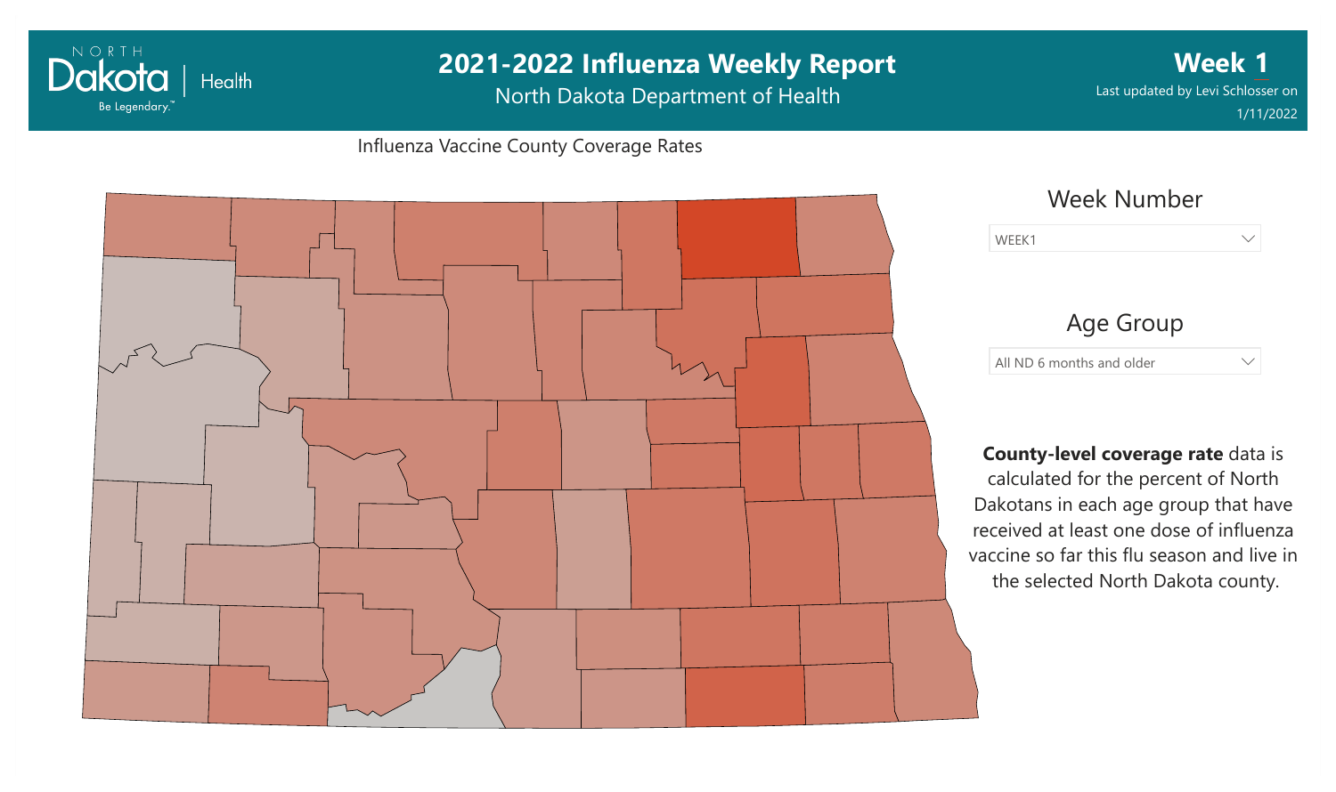# 2021-2022 Influenza Weekly Report

North Dakota Department of Health

**Week 1**

Last updated by Levi Schlosser on 1/11/2022

Influenza Vaccine County Coverage Rates

Week Number

WEEK1

Age Group

All ND 6 months and older

**County-level coverage rate** data is calculated for the percent of North Dakotans in each age group that have received at least one dose of influenza vaccine so far this flu season and live in the selected North Dakota county.